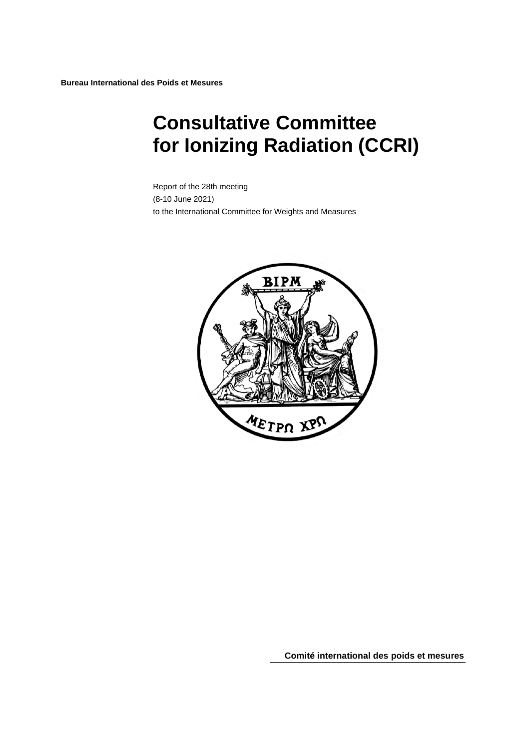**Bureau International des Poids et Mesures**

# Consultative Committee for Ionizing Radiation (CCRI)

Report of the 28th meeting
(8-10 June 2021)
to the International Committee for Weights and Measures

**Comité international des poids et mesures**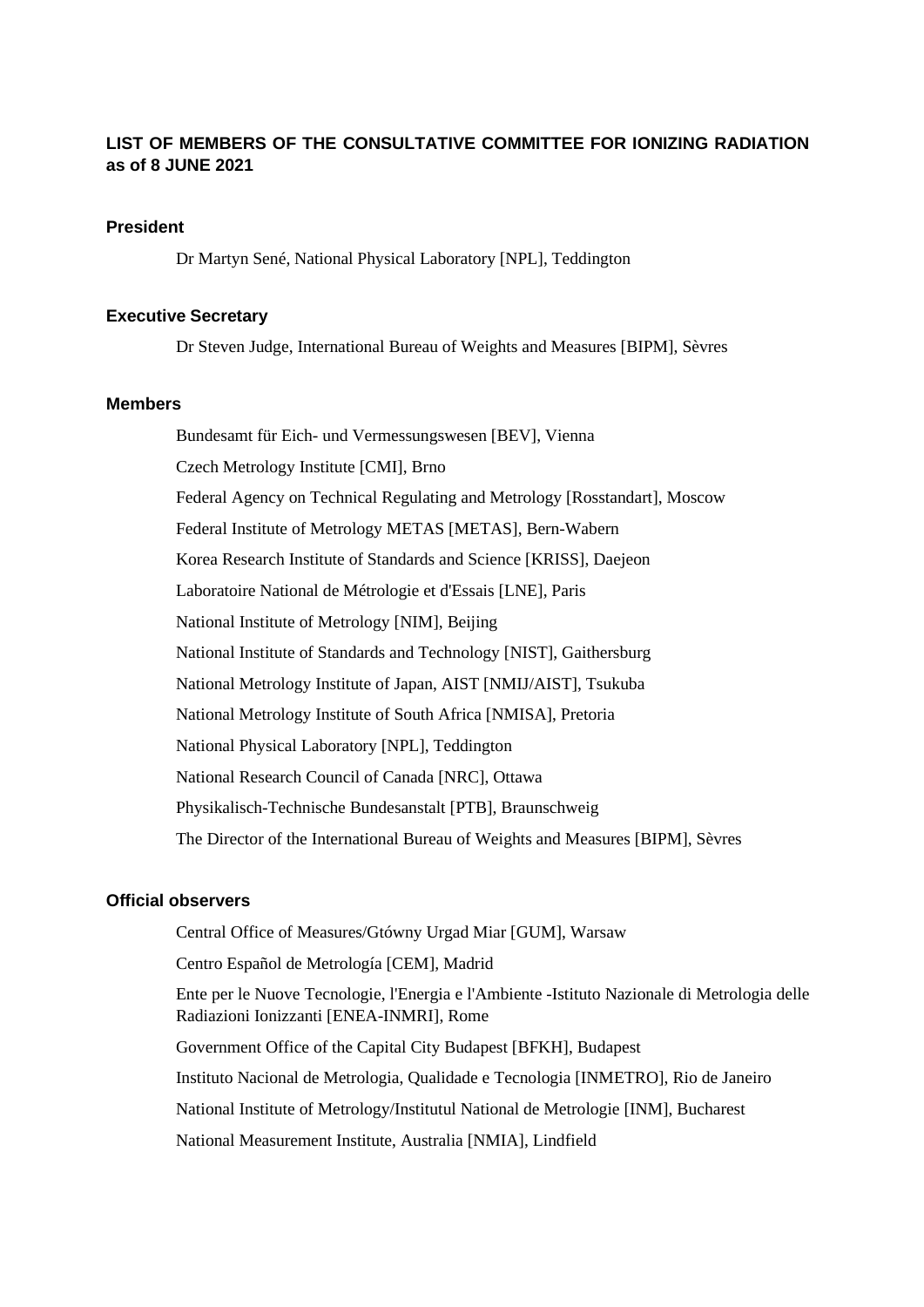## LIST OF MEMBERS OF THE CONSULTATIVE COMMITTEE FOR IONIZING RADIATION as of 8 JUNE 2021

### President

Dr Martyn Sené, National Physical Laboratory [NPL], Teddington

### Executive Secretary

Dr Steven Judge, International Bureau of Weights and Measures [BIPM], Sèvres

### Members

Bundesamt für Eich- und Vermessungswesen [BEV], Vienna

Czech Metrology Institute [CMI], Brno

Federal Agency on Technical Regulating and Metrology [Rosstandart], Moscow

Federal Institute of Metrology METAS [METAS], Bern-Wabern

Korea Research Institute of Standards and Science [KRISS], Daejeon

Laboratoire National de Métrologie et d'Essais [LNE], Paris

National Institute of Metrology [NIM], Beijing

National Institute of Standards and Technology [NIST], Gaithersburg

National Metrology Institute of Japan, AIST [NMIJ/AIST], Tsukuba

National Metrology Institute of South Africa [NMISA], Pretoria

National Physical Laboratory [NPL], Teddington

National Research Council of Canada [NRC], Ottawa

Physikalisch-Technische Bundesanstalt [PTB], Braunschweig

The Director of the International Bureau of Weights and Measures [BIPM], Sèvres

### Official observers

Central Office of Measures/Gtówny Urgad Miar [GUM], Warsaw

Centro Español de Metrología [CEM], Madrid

Ente per le Nuove Tecnologie, l'Energia e l'Ambiente -Istituto Nazionale di Metrologia delle Radiazioni Ionizzanti [ENEA-INMRI], Rome

Government Office of the Capital City Budapest [BFKH], Budapest

Instituto Nacional de Metrologia, Qualidade e Tecnologia [INMETRO], Rio de Janeiro

National Institute of Metrology/Institutul National de Metrologie [INM], Bucharest

National Measurement Institute, Australia [NMIA], Lindfield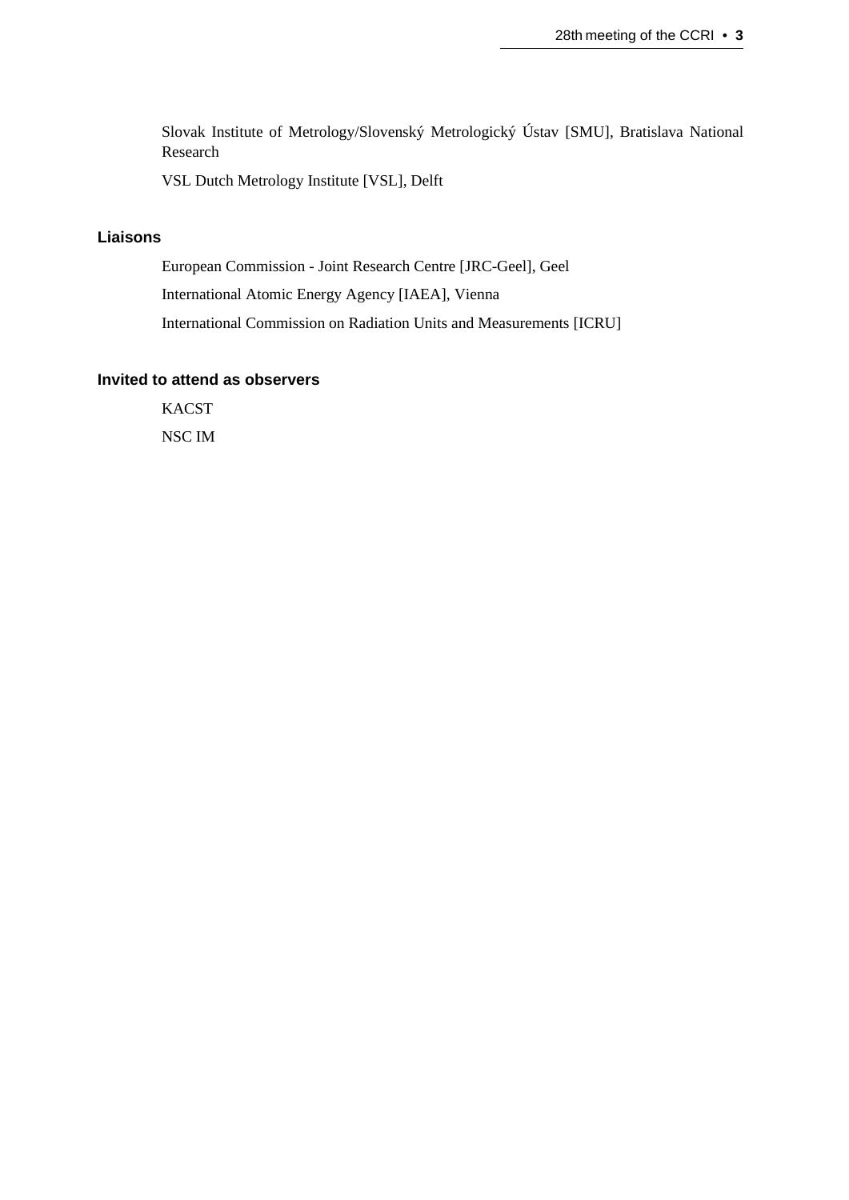Slovak Institute of Metrology/Slovenský Metrologický Ústav [SMU], Bratislava National Research

VSL Dutch Metrology Institute [VSL], Delft

## Liaisons

European Commission - Joint Research Centre [JRC-Geel], Geel

International Atomic Energy Agency [IAEA], Vienna

International Commission on Radiation Units and Measurements [ICRU]

## Invited to attend as observers

KACST

NSC IM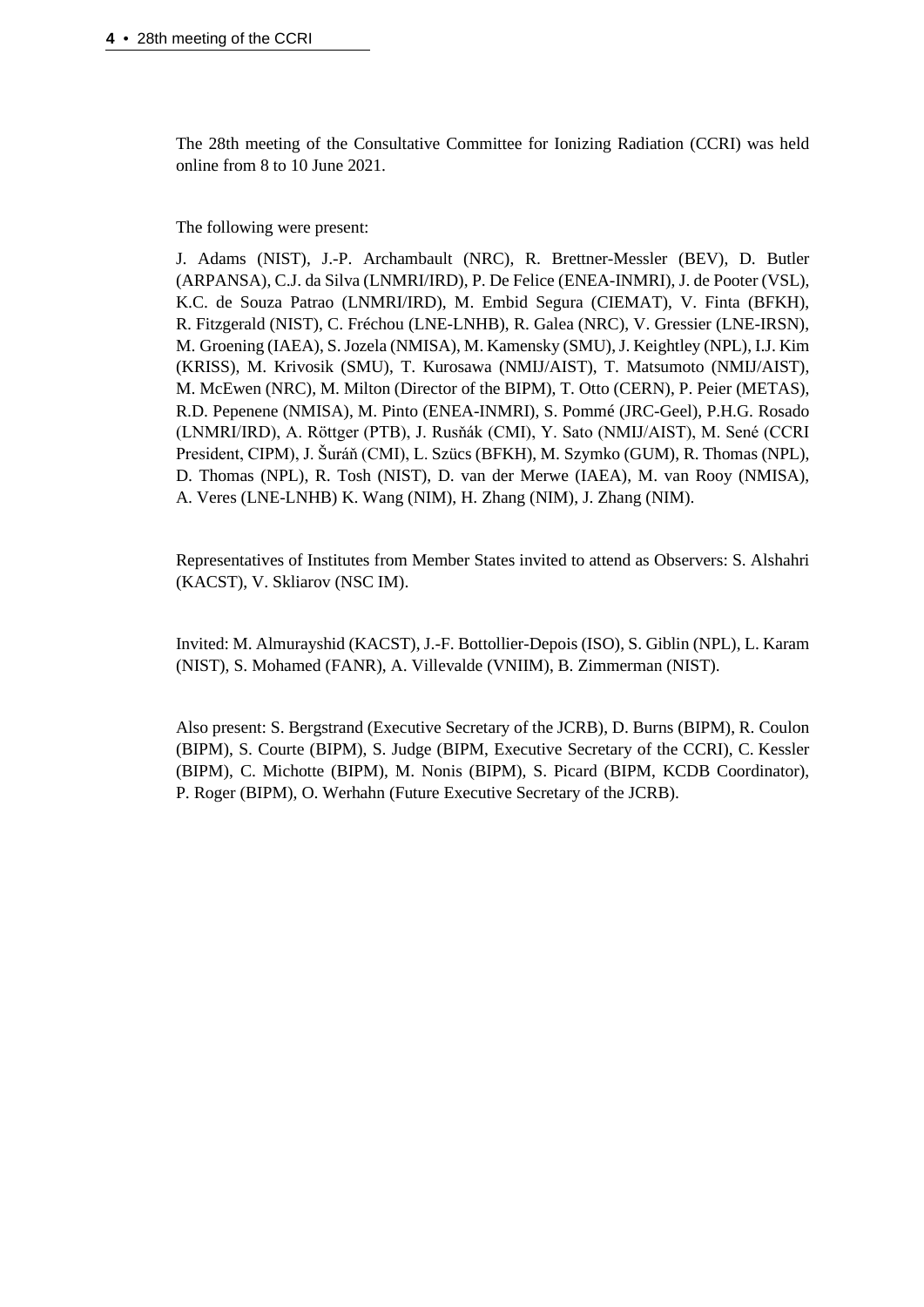The 28th meeting of the Consultative Committee for Ionizing Radiation (CCRI) was held online from 8 to 10 June 2021.

The following were present:

J. Adams (NIST), J.-P. Archambault (NRC), R. Brettner-Messler (BEV), D. Butler (ARPANSA), C.J. da Silva (LNMRI/IRD), P. De Felice (ENEA-INMRI), J. de Pooter (VSL), K.C. de Souza Patrao (LNMRI/IRD), M. Embid Segura (CIEMAT), V. Finta (BFKH), R. Fitzgerald (NIST), C. Fréchou (LNE-LNHB), R. Galea (NRC), V. Gressier (LNE-IRSN), M. Groening (IAEA), S. Jozela (NMISA), M. Kamensky (SMU), J. Keightley (NPL), I.J. Kim (KRISS), M. Krivosik (SMU), T. Kurosawa (NMIJ/AIST), T. Matsumoto (NMIJ/AIST), M. McEwen (NRC), M. Milton (Director of the BIPM), T. Otto (CERN), P. Peier (METAS), R.D. Pepenene (NMISA), M. Pinto (ENEA-INMRI), S. Pommé (JRC-Geel), P.H.G. Rosado (LNMRI/IRD), A. Röttger (PTB), J. Rusňák (CMI), Y. Sato (NMIJ/AIST), M. Sené (CCRI President, CIPM), J. Šuráň (CMI), L. Szücs (BFKH), M. Szymko (GUM), R. Thomas (NPL), D. Thomas (NPL), R. Tosh (NIST), D. van der Merwe (IAEA), M. van Rooy (NMISA), A. Veres (LNE-LNHB) K. Wang (NIM), H. Zhang (NIM), J. Zhang (NIM).

Representatives of Institutes from Member States invited to attend as Observers: S. Alshahri (KACST), V. Skliarov (NSC IM).

Invited: M. Almurayshid (KACST), J.-F. Bottollier-Depois (ISO), S. Giblin (NPL), L. Karam (NIST), S. Mohamed (FANR), A. Villevalde (VNIIM), B. Zimmerman (NIST).

Also present: S. Bergstrand (Executive Secretary of the JCRB), D. Burns (BIPM), R. Coulon (BIPM), S. Courte (BIPM), S. Judge (BIPM, Executive Secretary of the CCRI), C. Kessler (BIPM), C. Michotte (BIPM), M. Nonis (BIPM), S. Picard (BIPM, KCDB Coordinator), P. Roger (BIPM), O. Werhahn (Future Executive Secretary of the JCRB).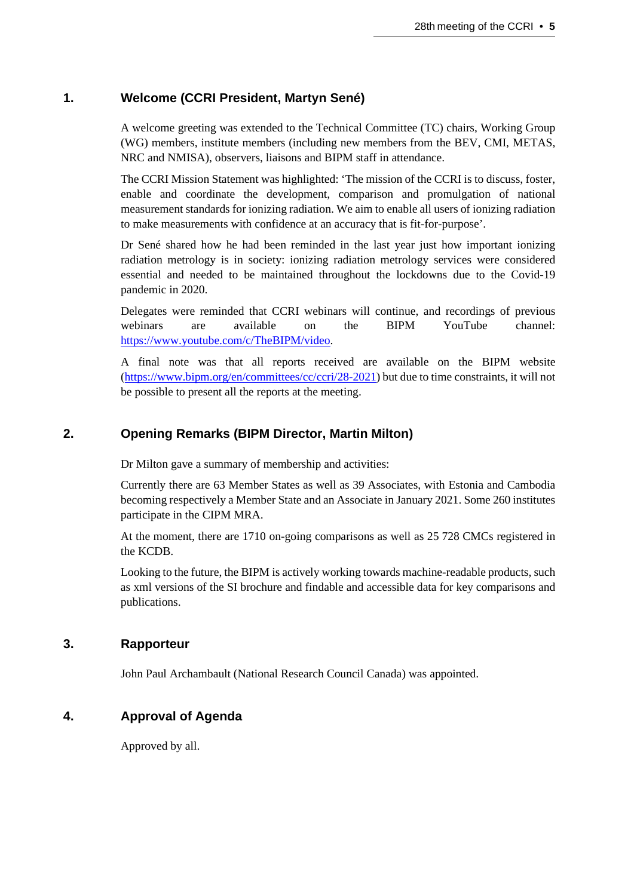## 1. Welcome (CCRI President, Martyn Sené)

A welcome greeting was extended to the Technical Committee (TC) chairs, Working Group (WG) members, institute members (including new members from the BEV, CMI, METAS, NRC and NMISA), observers, liaisons and BIPM staff in attendance.

The CCRI Mission Statement was highlighted: 'The mission of the CCRI is to discuss, foster, enable and coordinate the development, comparison and promulgation of national measurement standards for ionizing radiation. We aim to enable all users of ionizing radiation to make measurements with confidence at an accuracy that is fit-for-purpose'.

Dr Sené shared how he had been reminded in the last year just how important ionizing radiation metrology is in society: ionizing radiation metrology services were considered essential and needed to be maintained throughout the lockdowns due to the Covid-19 pandemic in 2020.

Delegates were reminded that CCRI webinars will continue, and recordings of previous webinars are available on the BIPM YouTube channel: https://www.youtube.com/c/TheBIPM/video.

A final note was that all reports received are available on the BIPM website (https://www.bipm.org/en/committees/cc/ccri/28-2021) but due to time constraints, it will not be possible to present all the reports at the meeting.

## 2. Opening Remarks (BIPM Director, Martin Milton)

Dr Milton gave a summary of membership and activities:

Currently there are 63 Member States as well as 39 Associates, with Estonia and Cambodia becoming respectively a Member State and an Associate in January 2021. Some 260 institutes participate in the CIPM MRA.

At the moment, there are 1710 on-going comparisons as well as 25 728 CMCs registered in the KCDB.

Looking to the future, the BIPM is actively working towards machine-readable products, such as xml versions of the SI brochure and findable and accessible data for key comparisons and publications.

## 3. Rapporteur

John Paul Archambault (National Research Council Canada) was appointed.

## 4. Approval of Agenda

Approved by all.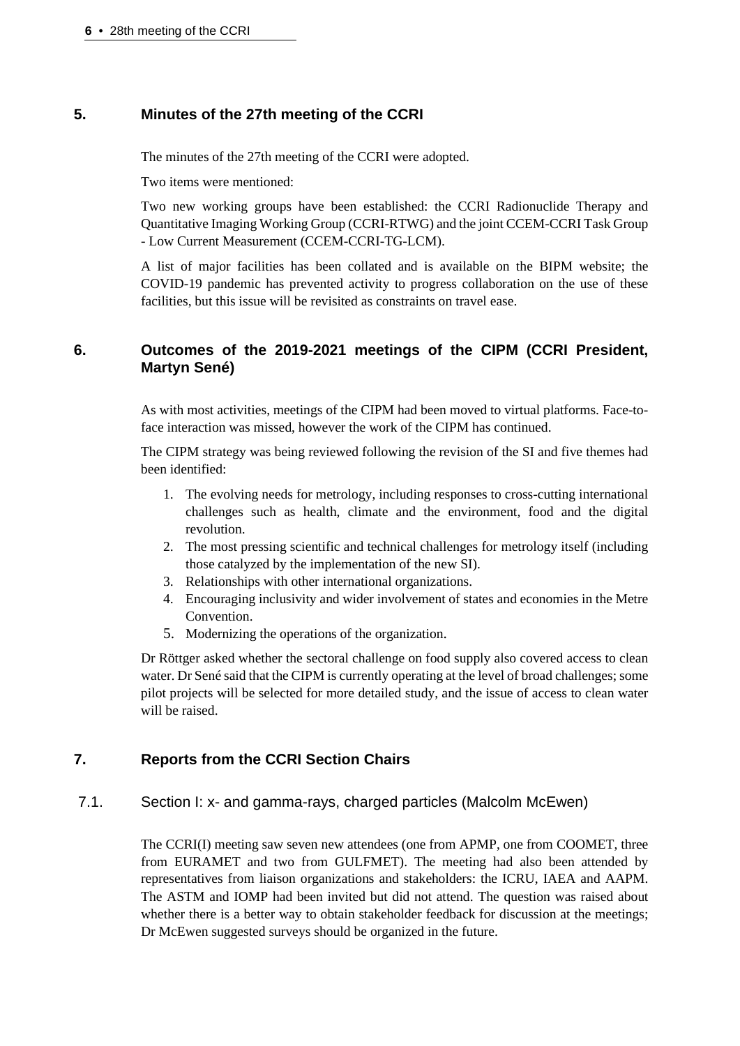## 5. Minutes of the 27th meeting of the CCRI

The minutes of the 27th meeting of the CCRI were adopted.

Two items were mentioned:

Two new working groups have been established: the CCRI Radionuclide Therapy and Quantitative Imaging Working Group (CCRI-RTWG) and the joint CCEM-CCRI Task Group - Low Current Measurement (CCEM-CCRI-TG-LCM).

A list of major facilities has been collated and is available on the BIPM website; the COVID-19 pandemic has prevented activity to progress collaboration on the use of these facilities, but this issue will be revisited as constraints on travel ease.

## 6. Outcomes of the 2019-2021 meetings of the CIPM (CCRI President, Martyn Sené)

As with most activities, meetings of the CIPM had been moved to virtual platforms. Face-to-face interaction was missed, however the work of the CIPM has continued.

The CIPM strategy was being reviewed following the revision of the SI and five themes had been identified:

1. The evolving needs for metrology, including responses to cross-cutting international challenges such as health, climate and the environment, food and the digital revolution.
2. The most pressing scientific and technical challenges for metrology itself (including those catalyzed by the implementation of the new SI).
3. Relationships with other international organizations.
4. Encouraging inclusivity and wider involvement of states and economies in the Metre Convention.
5. Modernizing the operations of the organization.

Dr Röttger asked whether the sectoral challenge on food supply also covered access to clean water. Dr Sené said that the CIPM is currently operating at the level of broad challenges; some pilot projects will be selected for more detailed study, and the issue of access to clean water will be raised.

## 7. Reports from the CCRI Section Chairs

### 7.1. Section I: x- and gamma-rays, charged particles (Malcolm McEwen)

The CCRI(I) meeting saw seven new attendees (one from APMP, one from COOMET, three from EURAMET and two from GULFMET). The meeting had also been attended by representatives from liaison organizations and stakeholders: the ICRU, IAEA and AAPM. The ASTM and IOMP had been invited but did not attend. The question was raised about whether there is a better way to obtain stakeholder feedback for discussion at the meetings; Dr McEwen suggested surveys should be organized in the future.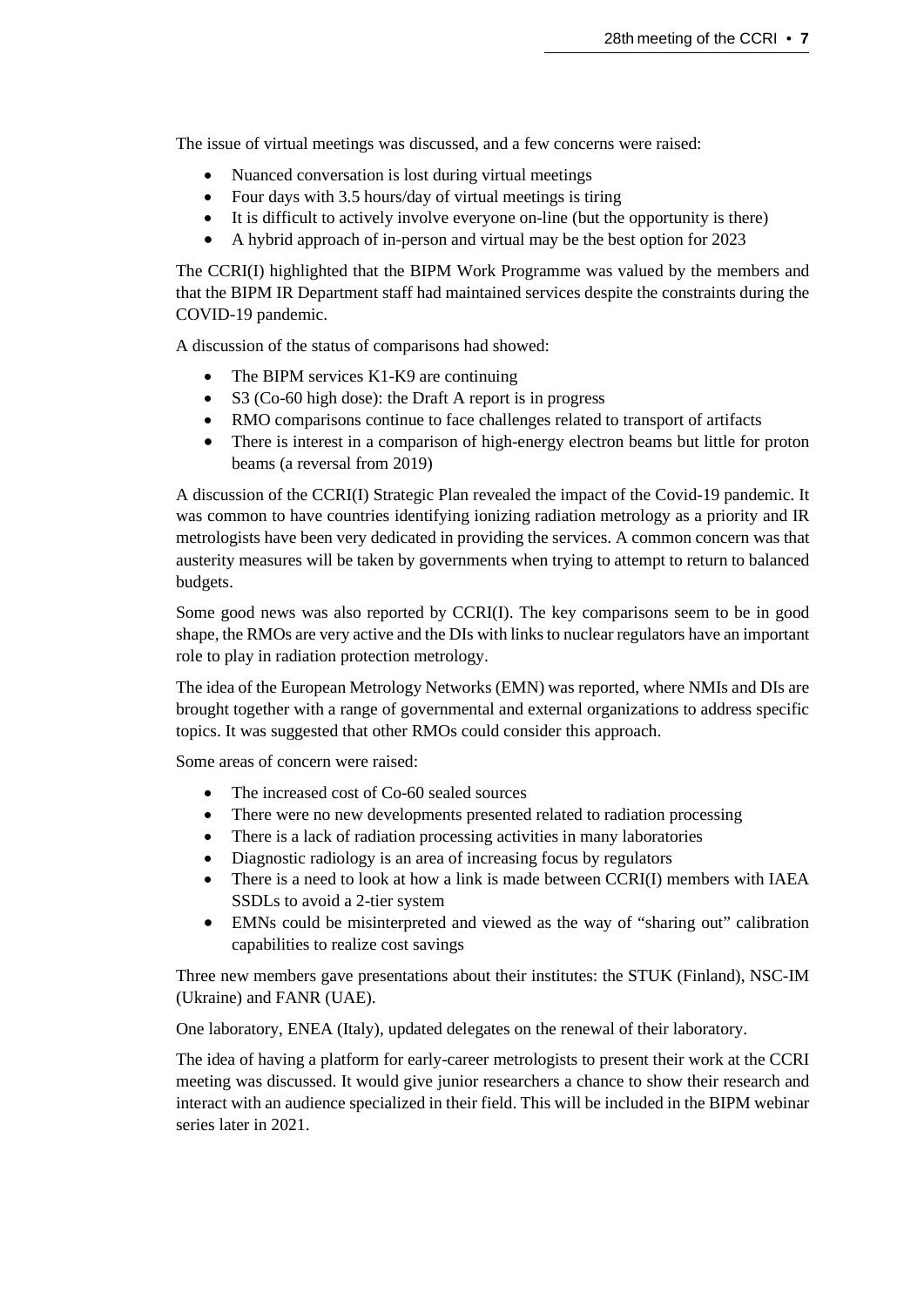The issue of virtual meetings was discussed, and a few concerns were raised:

- Nuanced conversation is lost during virtual meetings
- Four days with 3.5 hours/day of virtual meetings is tiring
- It is difficult to actively involve everyone on-line (but the opportunity is there)
- A hybrid approach of in-person and virtual may be the best option for 2023

The CCRI(I) highlighted that the BIPM Work Programme was valued by the members and that the BIPM IR Department staff had maintained services despite the constraints during the COVID-19 pandemic.

A discussion of the status of comparisons had showed:

- The BIPM services K1-K9 are continuing
- S3 (Co-60 high dose): the Draft A report is in progress
- RMO comparisons continue to face challenges related to transport of artifacts
- There is interest in a comparison of high-energy electron beams but little for proton beams (a reversal from 2019)

A discussion of the CCRI(I) Strategic Plan revealed the impact of the Covid-19 pandemic. It was common to have countries identifying ionizing radiation metrology as a priority and IR metrologists have been very dedicated in providing the services. A common concern was that austerity measures will be taken by governments when trying to attempt to return to balanced budgets.

Some good news was also reported by CCRI(I). The key comparisons seem to be in good shape, the RMOs are very active and the DIs with links to nuclear regulators have an important role to play in radiation protection metrology.

The idea of the European Metrology Networks (EMN) was reported, where NMIs and DIs are brought together with a range of governmental and external organizations to address specific topics. It was suggested that other RMOs could consider this approach.

Some areas of concern were raised:

- The increased cost of Co-60 sealed sources
- There were no new developments presented related to radiation processing
- There is a lack of radiation processing activities in many laboratories
- Diagnostic radiology is an area of increasing focus by regulators
- There is a need to look at how a link is made between CCRI(I) members with IAEA SSDLs to avoid a 2-tier system
- EMNs could be misinterpreted and viewed as the way of "sharing out" calibration capabilities to realize cost savings

Three new members gave presentations about their institutes: the STUK (Finland), NSC-IM (Ukraine) and FANR (UAE).

One laboratory, ENEA (Italy), updated delegates on the renewal of their laboratory.

The idea of having a platform for early-career metrologists to present their work at the CCRI meeting was discussed. It would give junior researchers a chance to show their research and interact with an audience specialized in their field. This will be included in the BIPM webinar series later in 2021.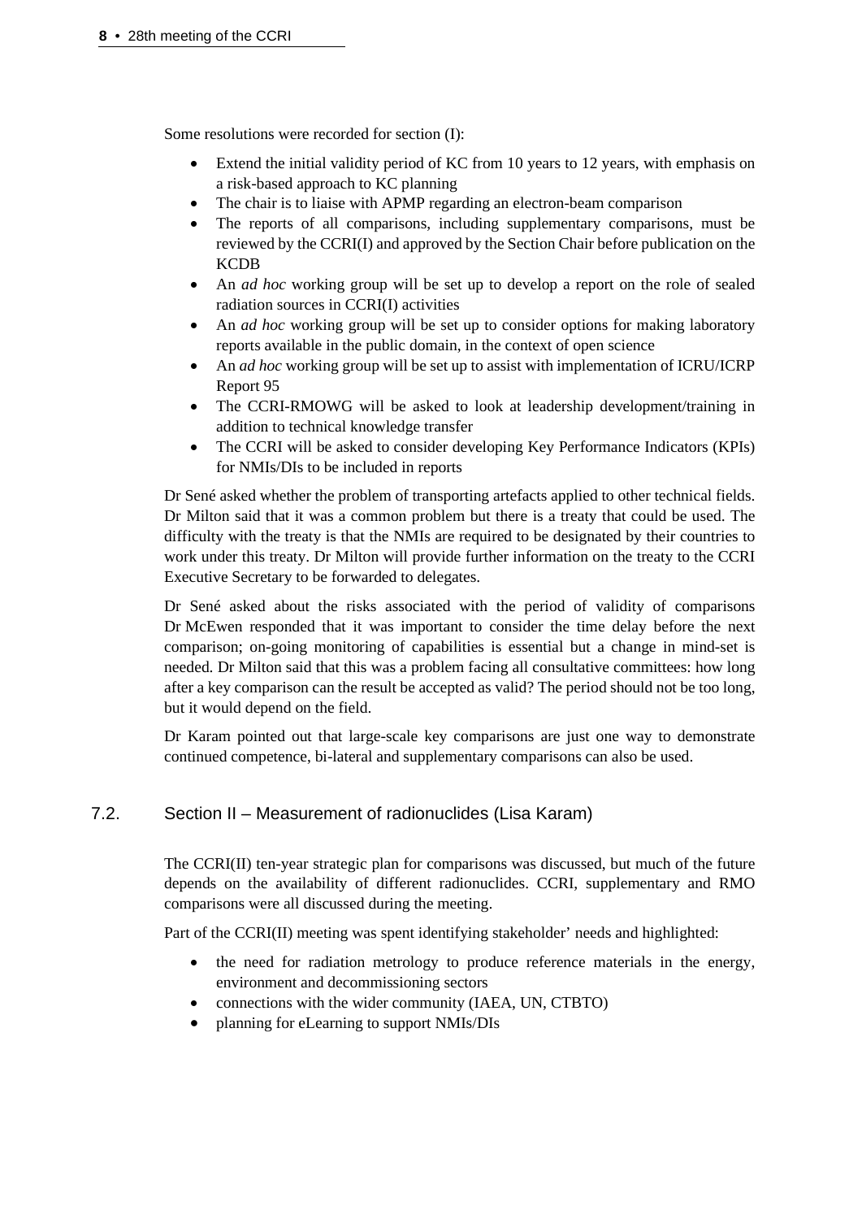Some resolutions were recorded for section (I):

- Extend the initial validity period of KC from 10 years to 12 years, with emphasis on a risk-based approach to KC planning
- The chair is to liaise with APMP regarding an electron-beam comparison
- The reports of all comparisons, including supplementary comparisons, must be reviewed by the CCRI(I) and approved by the Section Chair before publication on the KCDB
- An *ad hoc* working group will be set up to develop a report on the role of sealed radiation sources in CCRI(I) activities
- An *ad hoc* working group will be set up to consider options for making laboratory reports available in the public domain, in the context of open science
- An *ad hoc* working group will be set up to assist with implementation of ICRU/ICRP Report 95
- The CCRI-RMOWG will be asked to look at leadership development/training in addition to technical knowledge transfer
- The CCRI will be asked to consider developing Key Performance Indicators (KPIs) for NMIs/DIs to be included in reports

Dr Sené asked whether the problem of transporting artefacts applied to other technical fields. Dr Milton said that it was a common problem but there is a treaty that could be used. The difficulty with the treaty is that the NMIs are required to be designated by their countries to work under this treaty. Dr Milton will provide further information on the treaty to the CCRI Executive Secretary to be forwarded to delegates.

Dr Sené asked about the risks associated with the period of validity of comparisons Dr McEwen responded that it was important to consider the time delay before the next comparison; on-going monitoring of capabilities is essential but a change in mind-set is needed. Dr Milton said that this was a problem facing all consultative committees: how long after a key comparison can the result be accepted as valid? The period should not be too long, but it would depend on the field.

Dr Karam pointed out that large-scale key comparisons are just one way to demonstrate continued competence, bi-lateral and supplementary comparisons can also be used.

## 7.2. Section II – Measurement of radionuclides (Lisa Karam)

The CCRI(II) ten-year strategic plan for comparisons was discussed, but much of the future depends on the availability of different radionuclides. CCRI, supplementary and RMO comparisons were all discussed during the meeting.

Part of the CCRI(II) meeting was spent identifying stakeholder' needs and highlighted:

- the need for radiation metrology to produce reference materials in the energy, environment and decommissioning sectors
- connections with the wider community (IAEA, UN, CTBTO)
- planning for eLearning to support NMIs/DIs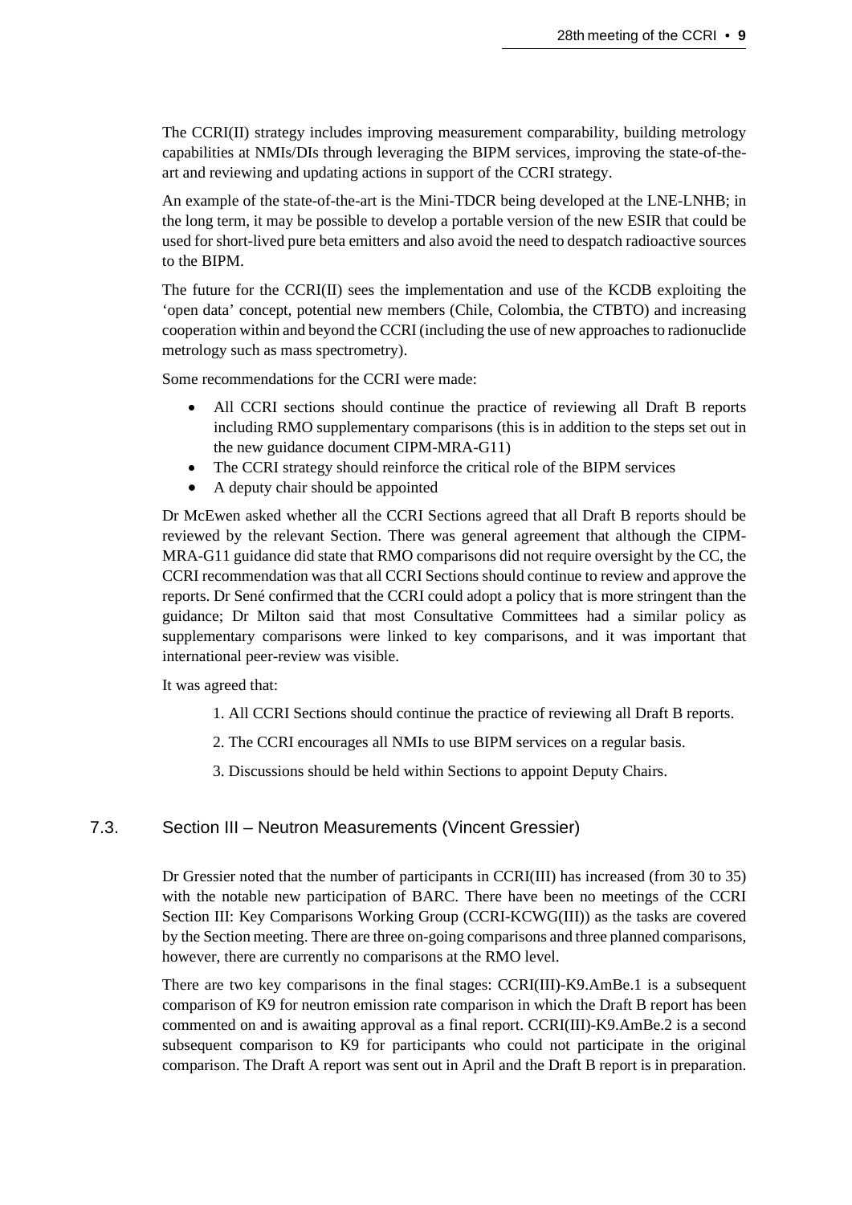The CCRI(II) strategy includes improving measurement comparability, building metrology capabilities at NMIs/DIs through leveraging the BIPM services, improving the state-of-the-art and reviewing and updating actions in support of the CCRI strategy.

An example of the state-of-the-art is the Mini-TDCR being developed at the LNE-LNHB; in the long term, it may be possible to develop a portable version of the new ESIR that could be used for short-lived pure beta emitters and also avoid the need to despatch radioactive sources to the BIPM.

The future for the CCRI(II) sees the implementation and use of the KCDB exploiting the 'open data' concept, potential new members (Chile, Colombia, the CTBTO) and increasing cooperation within and beyond the CCRI (including the use of new approaches to radionuclide metrology such as mass spectrometry).

Some recommendations for the CCRI were made:

- All CCRI sections should continue the practice of reviewing all Draft B reports including RMO supplementary comparisons (this is in addition to the steps set out in the new guidance document CIPM-MRA-G11)
- The CCRI strategy should reinforce the critical role of the BIPM services
- A deputy chair should be appointed

Dr McEwen asked whether all the CCRI Sections agreed that all Draft B reports should be reviewed by the relevant Section. There was general agreement that although the CIPM-MRA-G11 guidance did state that RMO comparisons did not require oversight by the CC, the CCRI recommendation was that all CCRI Sections should continue to review and approve the reports. Dr Sené confirmed that the CCRI could adopt a policy that is more stringent than the guidance; Dr Milton said that most Consultative Committees had a similar policy as supplementary comparisons were linked to key comparisons, and it was important that international peer-review was visible.

It was agreed that:

1. All CCRI Sections should continue the practice of reviewing all Draft B reports.
2. The CCRI encourages all NMIs to use BIPM services on a regular basis.
3. Discussions should be held within Sections to appoint Deputy Chairs.

## 7.3. Section III – Neutron Measurements (Vincent Gressier)

Dr Gressier noted that the number of participants in CCRI(III) has increased (from 30 to 35) with the notable new participation of BARC. There have been no meetings of the CCRI Section III: Key Comparisons Working Group (CCRI-KCWG(III)) as the tasks are covered by the Section meeting. There are three on-going comparisons and three planned comparisons, however, there are currently no comparisons at the RMO level.

There are two key comparisons in the final stages: CCRI(III)-K9.AmBe.1 is a subsequent comparison of K9 for neutron emission rate comparison in which the Draft B report has been commented on and is awaiting approval as a final report. CCRI(III)-K9.AmBe.2 is a second subsequent comparison to K9 for participants who could not participate in the original comparison. The Draft A report was sent out in April and the Draft B report is in preparation.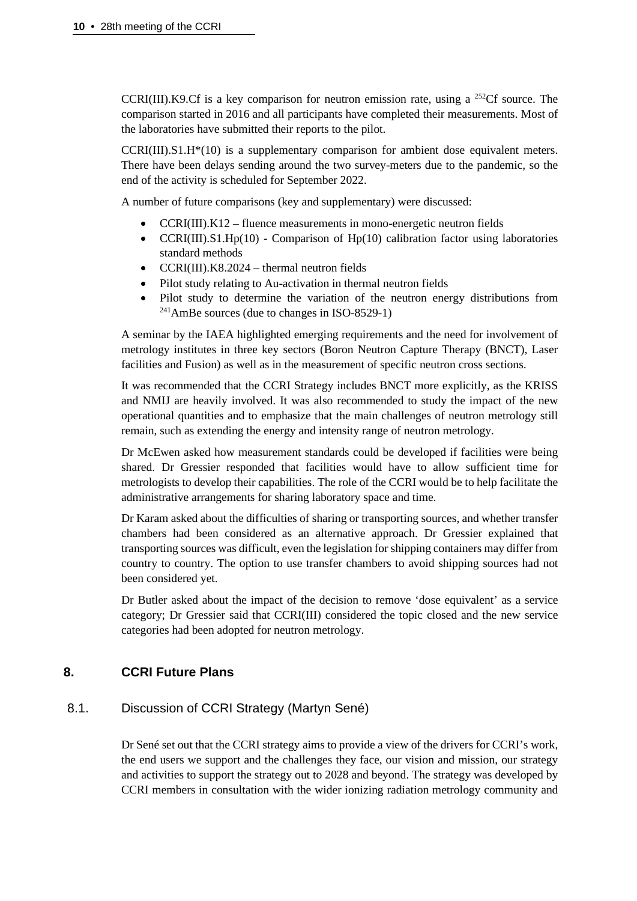CCRI(III).K9.Cf is a key comparison for neutron emission rate, using a $^{252}$Cf source. The comparison started in 2016 and all participants have completed their measurements. Most of the laboratories have submitted their reports to the pilot.

CCRI(III).S1.H*(10) is a supplementary comparison for ambient dose equivalent meters. There have been delays sending around the two survey-meters due to the pandemic, so the end of the activity is scheduled for September 2022.

A number of future comparisons (key and supplementary) were discussed:

- CCRI(III).K12 – fluence measurements in mono-energetic neutron fields
- CCRI(III).S1.Hp(10) - Comparison of Hp(10) calibration factor using laboratories standard methods
- CCRI(III).K8.2024 – thermal neutron fields
- Pilot study relating to Au-activation in thermal neutron fields
- Pilot study to determine the variation of the neutron energy distributions from $^{241}$AmBe sources (due to changes in ISO-8529-1)

A seminar by the IAEA highlighted emerging requirements and the need for involvement of metrology institutes in three key sectors (Boron Neutron Capture Therapy (BNCT), Laser facilities and Fusion) as well as in the measurement of specific neutron cross sections.

It was recommended that the CCRI Strategy includes BNCT more explicitly, as the KRISS and NMIJ are heavily involved. It was also recommended to study the impact of the new operational quantities and to emphasize that the main challenges of neutron metrology still remain, such as extending the energy and intensity range of neutron metrology.

Dr McEwen asked how measurement standards could be developed if facilities were being shared. Dr Gressier responded that facilities would have to allow sufficient time for metrologists to develop their capabilities. The role of the CCRI would be to help facilitate the administrative arrangements for sharing laboratory space and time.

Dr Karam asked about the difficulties of sharing or transporting sources, and whether transfer chambers had been considered as an alternative approach. Dr Gressier explained that transporting sources was difficult, even the legislation for shipping containers may differ from country to country. The option to use transfer chambers to avoid shipping sources had not been considered yet.

Dr Butler asked about the impact of the decision to remove 'dose equivalent' as a service category; Dr Gressier said that CCRI(III) considered the topic closed and the new service categories had been adopted for neutron metrology.

## 8. CCRI Future Plans

### 8.1. Discussion of CCRI Strategy (Martyn Sené)

Dr Sené set out that the CCRI strategy aims to provide a view of the drivers for CCRI's work, the end users we support and the challenges they face, our vision and mission, our strategy and activities to support the strategy out to 2028 and beyond. The strategy was developed by CCRI members in consultation with the wider ionizing radiation metrology community and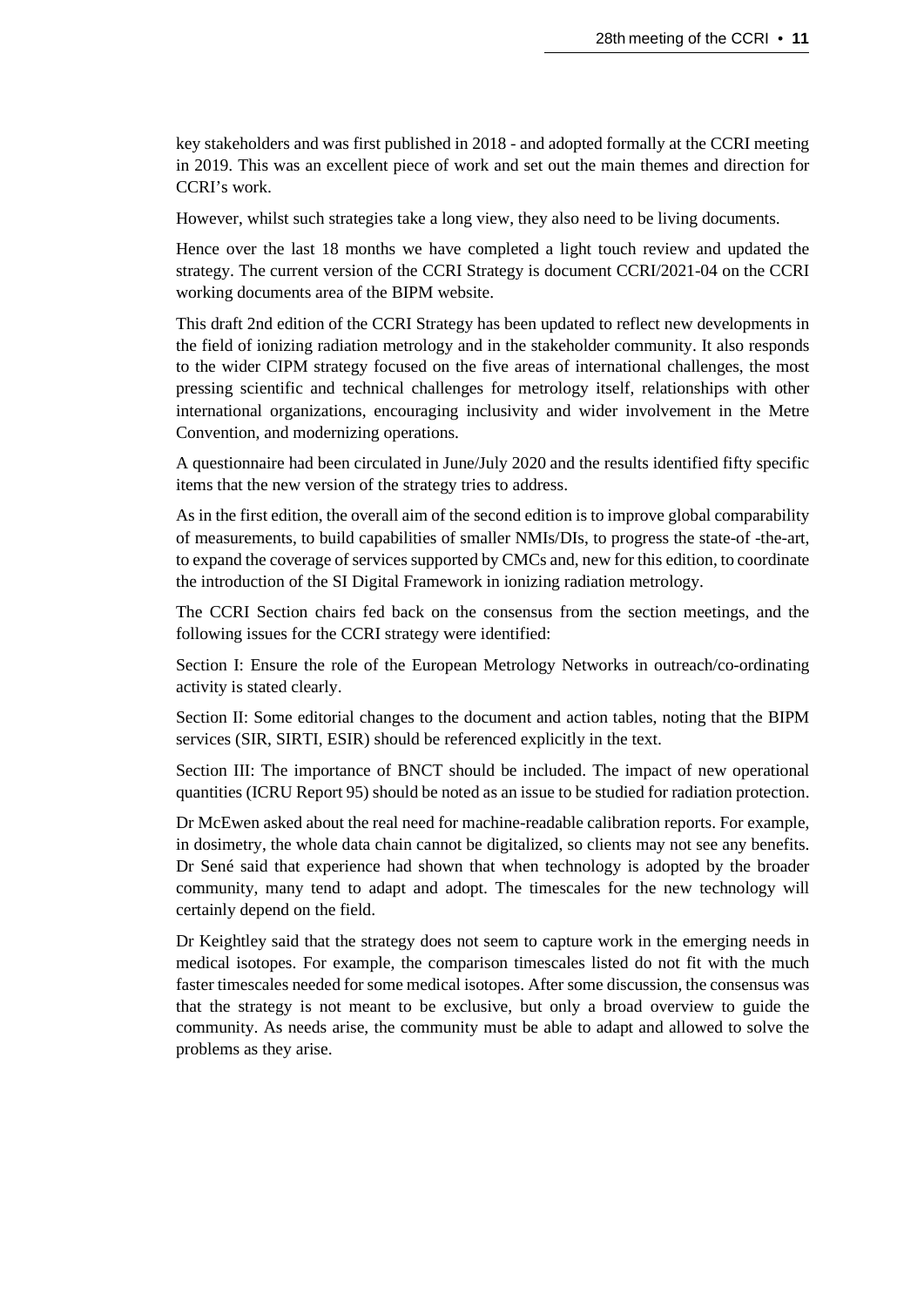key stakeholders and was first published in 2018 - and adopted formally at the CCRI meeting in 2019. This was an excellent piece of work and set out the main themes and direction for CCRI's work.

However, whilst such strategies take a long view, they also need to be living documents.

Hence over the last 18 months we have completed a light touch review and updated the strategy. The current version of the CCRI Strategy is document CCRI/2021-04 on the CCRI working documents area of the BIPM website.

This draft 2nd edition of the CCRI Strategy has been updated to reflect new developments in the field of ionizing radiation metrology and in the stakeholder community. It also responds to the wider CIPM strategy focused on the five areas of international challenges, the most pressing scientific and technical challenges for metrology itself, relationships with other international organizations, encouraging inclusivity and wider involvement in the Metre Convention, and modernizing operations.

A questionnaire had been circulated in June/July 2020 and the results identified fifty specific items that the new version of the strategy tries to address.

As in the first edition, the overall aim of the second edition is to improve global comparability of measurements, to build capabilities of smaller NMIs/DIs, to progress the state-of -the-art, to expand the coverage of services supported by CMCs and, new for this edition, to coordinate the introduction of the SI Digital Framework in ionizing radiation metrology.

The CCRI Section chairs fed back on the consensus from the section meetings, and the following issues for the CCRI strategy were identified:

Section I: Ensure the role of the European Metrology Networks in outreach/co-ordinating activity is stated clearly.

Section II: Some editorial changes to the document and action tables, noting that the BIPM services (SIR, SIRTI, ESIR) should be referenced explicitly in the text.

Section III: The importance of BNCT should be included. The impact of new operational quantities (ICRU Report 95) should be noted as an issue to be studied for radiation protection.

Dr McEwen asked about the real need for machine-readable calibration reports. For example, in dosimetry, the whole data chain cannot be digitalized, so clients may not see any benefits. Dr Sené said that experience had shown that when technology is adopted by the broader community, many tend to adapt and adopt. The timescales for the new technology will certainly depend on the field.

Dr Keightley said that the strategy does not seem to capture work in the emerging needs in medical isotopes. For example, the comparison timescales listed do not fit with the much faster timescales needed for some medical isotopes. After some discussion, the consensus was that the strategy is not meant to be exclusive, but only a broad overview to guide the community. As needs arise, the community must be able to adapt and allowed to solve the problems as they arise.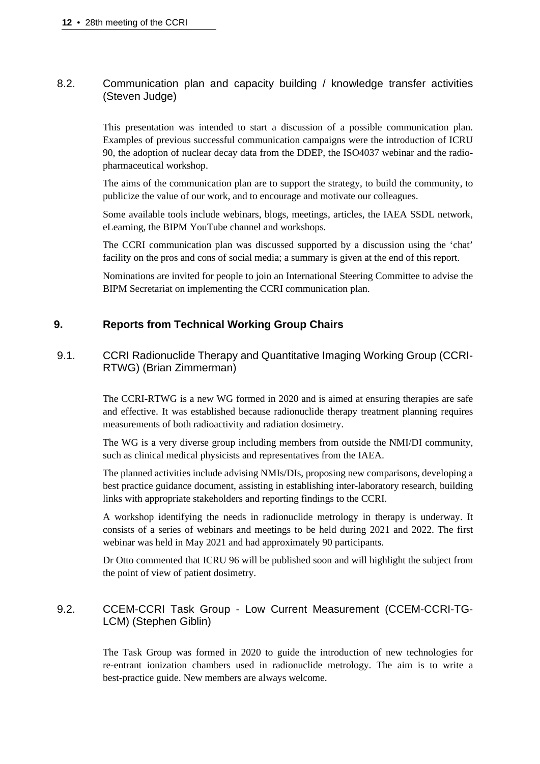### 8.2. Communication plan and capacity building / knowledge transfer activities (Steven Judge)

This presentation was intended to start a discussion of a possible communication plan. Examples of previous successful communication campaigns were the introduction of ICRU 90, the adoption of nuclear decay data from the DDEP, the ISO4037 webinar and the radio-pharmaceutical workshop.

The aims of the communication plan are to support the strategy, to build the community, to publicize the value of our work, and to encourage and motivate our colleagues.

Some available tools include webinars, blogs, meetings, articles, the IAEA SSDL network, eLearning, the BIPM YouTube channel and workshops.

The CCRI communication plan was discussed supported by a discussion using the 'chat' facility on the pros and cons of social media; a summary is given at the end of this report.

Nominations are invited for people to join an International Steering Committee to advise the BIPM Secretariat on implementing the CCRI communication plan.

## 9. Reports from Technical Working Group Chairs

### 9.1. CCRI Radionuclide Therapy and Quantitative Imaging Working Group (CCRI-RTWG) (Brian Zimmerman)

The CCRI-RTWG is a new WG formed in 2020 and is aimed at ensuring therapies are safe and effective. It was established because radionuclide therapy treatment planning requires measurements of both radioactivity and radiation dosimetry.

The WG is a very diverse group including members from outside the NMI/DI community, such as clinical medical physicists and representatives from the IAEA.

The planned activities include advising NMIs/DIs, proposing new comparisons, developing a best practice guidance document, assisting in establishing inter-laboratory research, building links with appropriate stakeholders and reporting findings to the CCRI.

A workshop identifying the needs in radionuclide metrology in therapy is underway. It consists of a series of webinars and meetings to be held during 2021 and 2022. The first webinar was held in May 2021 and had approximately 90 participants.

Dr Otto commented that ICRU 96 will be published soon and will highlight the subject from the point of view of patient dosimetry.

### 9.2. CCEM-CCRI Task Group - Low Current Measurement (CCEM-CCRI-TG-LCM) (Stephen Giblin)

The Task Group was formed in 2020 to guide the introduction of new technologies for re-entrant ionization chambers used in radionuclide metrology. The aim is to write a best-practice guide. New members are always welcome.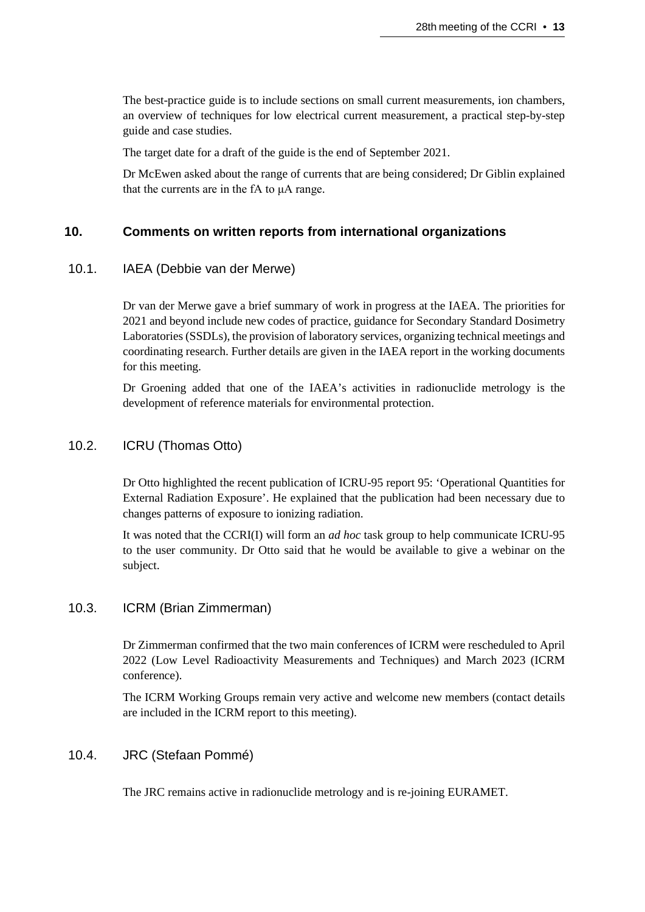The best-practice guide is to include sections on small current measurements, ion chambers, an overview of techniques for low electrical current measurement, a practical step-by-step guide and case studies.

The target date for a draft of the guide is the end of September 2021.

Dr McEwen asked about the range of currents that are being considered; Dr Giblin explained that the currents are in the fA to μA range.

## 10. Comments on written reports from international organizations

### 10.1. IAEA (Debbie van der Merwe)

Dr van der Merwe gave a brief summary of work in progress at the IAEA. The priorities for 2021 and beyond include new codes of practice, guidance for Secondary Standard Dosimetry Laboratories (SSDLs), the provision of laboratory services, organizing technical meetings and coordinating research. Further details are given in the IAEA report in the working documents for this meeting.

Dr Groening added that one of the IAEA's activities in radionuclide metrology is the development of reference materials for environmental protection.

### 10.2. ICRU (Thomas Otto)

Dr Otto highlighted the recent publication of ICRU-95 report 95: 'Operational Quantities for External Radiation Exposure'. He explained that the publication had been necessary due to changes patterns of exposure to ionizing radiation.

It was noted that the CCRI(I) will form an *ad hoc* task group to help communicate ICRU-95 to the user community. Dr Otto said that he would be available to give a webinar on the subject.

### 10.3. ICRM (Brian Zimmerman)

Dr Zimmerman confirmed that the two main conferences of ICRM were rescheduled to April 2022 (Low Level Radioactivity Measurements and Techniques) and March 2023 (ICRM conference).

The ICRM Working Groups remain very active and welcome new members (contact details are included in the ICRM report to this meeting).

### 10.4. JRC (Stefaan Pommé)

The JRC remains active in radionuclide metrology and is re-joining EURAMET.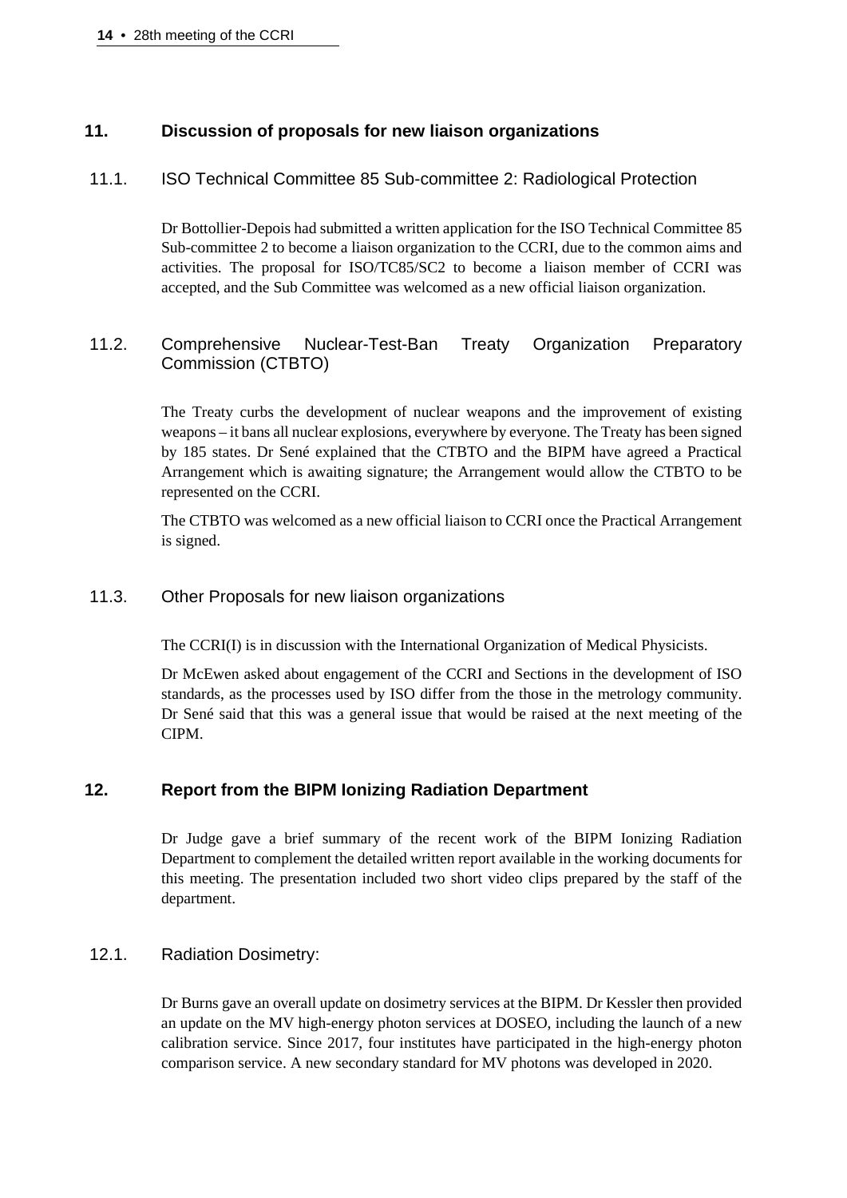## 11. Discussion of proposals for new liaison organizations

### 11.1. ISO Technical Committee 85 Sub-committee 2: Radiological Protection

Dr Bottollier-Depois had submitted a written application for the ISO Technical Committee 85 Sub-committee 2 to become a liaison organization to the CCRI, due to the common aims and activities. The proposal for ISO/TC85/SC2 to become a liaison member of CCRI was accepted, and the Sub Committee was welcomed as a new official liaison organization.

### 11.2. Comprehensive Nuclear-Test-Ban Treaty Organization Preparatory Commission (CTBTO)

The Treaty curbs the development of nuclear weapons and the improvement of existing weapons – it bans all nuclear explosions, everywhere by everyone. The Treaty has been signed by 185 states. Dr Sené explained that the CTBTO and the BIPM have agreed a Practical Arrangement which is awaiting signature; the Arrangement would allow the CTBTO to be represented on the CCRI.

The CTBTO was welcomed as a new official liaison to CCRI once the Practical Arrangement is signed.

### 11.3. Other Proposals for new liaison organizations

The CCRI(I) is in discussion with the International Organization of Medical Physicists.

Dr McEwen asked about engagement of the CCRI and Sections in the development of ISO standards, as the processes used by ISO differ from the those in the metrology community. Dr Sené said that this was a general issue that would be raised at the next meeting of the CIPM.

## 12. Report from the BIPM Ionizing Radiation Department

Dr Judge gave a brief summary of the recent work of the BIPM Ionizing Radiation Department to complement the detailed written report available in the working documents for this meeting. The presentation included two short video clips prepared by the staff of the department.

### 12.1. Radiation Dosimetry:

Dr Burns gave an overall update on dosimetry services at the BIPM. Dr Kessler then provided an update on the MV high-energy photon services at DOSEO, including the launch of a new calibration service. Since 2017, four institutes have participated in the high-energy photon comparison service. A new secondary standard for MV photons was developed in 2020.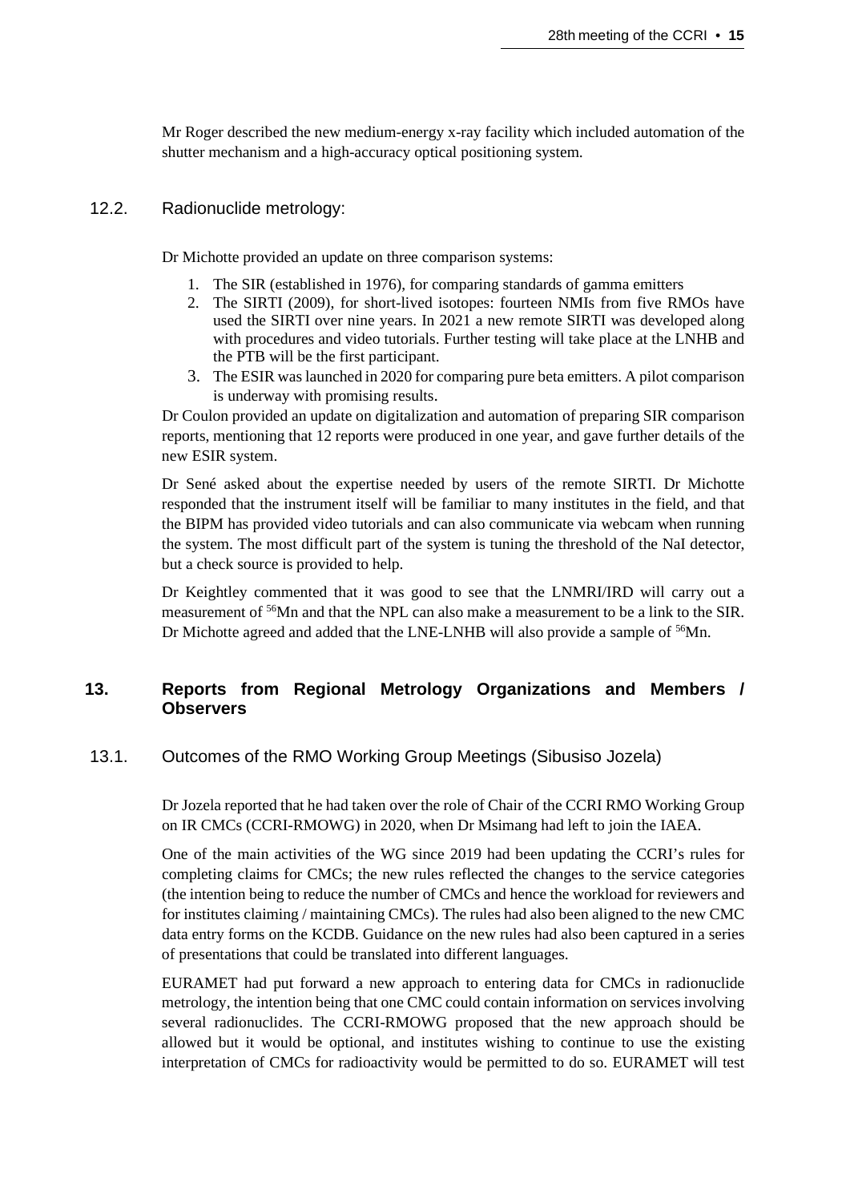Mr Roger described the new medium-energy x-ray facility which included automation of the shutter mechanism and a high-accuracy optical positioning system.

### 12.2. Radionuclide metrology:

Dr Michotte provided an update on three comparison systems:

1. The SIR (established in 1976), for comparing standards of gamma emitters
2. The SIRTI (2009), for short-lived isotopes: fourteen NMIs from five RMOs have used the SIRTI over nine years. In 2021 a new remote SIRTI was developed along with procedures and video tutorials. Further testing will take place at the LNHB and the PTB will be the first participant.
3. The ESIR was launched in 2020 for comparing pure beta emitters. A pilot comparison is underway with promising results.

Dr Coulon provided an update on digitalization and automation of preparing SIR comparison reports, mentioning that 12 reports were produced in one year, and gave further details of the new ESIR system.

Dr Sené asked about the expertise needed by users of the remote SIRTI. Dr Michotte responded that the instrument itself will be familiar to many institutes in the field, and that the BIPM has provided video tutorials and can also communicate via webcam when running the system. The most difficult part of the system is tuning the threshold of the NaI detector, but a check source is provided to help.

Dr Keightley commented that it was good to see that the LNMRI/IRD will carry out a measurement of $^{56}$Mn and that the NPL can also make a measurement to be a link to the SIR. Dr Michotte agreed and added that the LNE-LNHB will also provide a sample of $^{56}$Mn.

## 13. Reports from Regional Metrology Organizations and Members / Observers

### 13.1. Outcomes of the RMO Working Group Meetings (Sibusiso Jozela)

Dr Jozela reported that he had taken over the role of Chair of the CCRI RMO Working Group on IR CMCs (CCRI-RMOWG) in 2020, when Dr Msimang had left to join the IAEA.

One of the main activities of the WG since 2019 had been updating the CCRI's rules for completing claims for CMCs; the new rules reflected the changes to the service categories (the intention being to reduce the number of CMCs and hence the workload for reviewers and for institutes claiming / maintaining CMCs). The rules had also been aligned to the new CMC data entry forms on the KCDB. Guidance on the new rules had also been captured in a series of presentations that could be translated into different languages.

EURAMET had put forward a new approach to entering data for CMCs in radionuclide metrology, the intention being that one CMC could contain information on services involving several radionuclides. The CCRI-RMOWG proposed that the new approach should be allowed but it would be optional, and institutes wishing to continue to use the existing interpretation of CMCs for radioactivity would be permitted to do so. EURAMET will test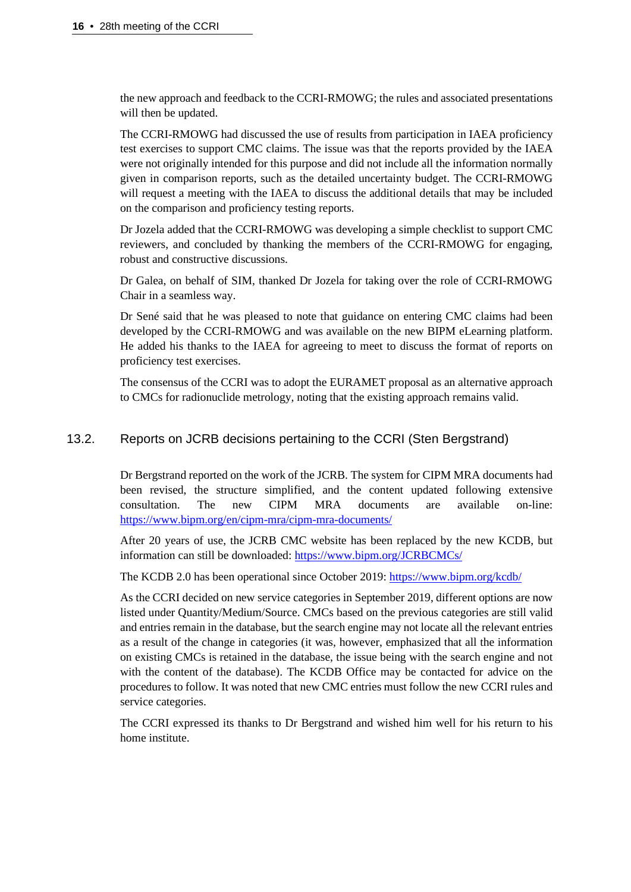the new approach and feedback to the CCRI-RMOWG; the rules and associated presentations will then be updated.

The CCRI-RMOWG had discussed the use of results from participation in IAEA proficiency test exercises to support CMC claims. The issue was that the reports provided by the IAEA were not originally intended for this purpose and did not include all the information normally given in comparison reports, such as the detailed uncertainty budget. The CCRI-RMOWG will request a meeting with the IAEA to discuss the additional details that may be included on the comparison and proficiency testing reports.

Dr Jozela added that the CCRI-RMOWG was developing a simple checklist to support CMC reviewers, and concluded by thanking the members of the CCRI-RMOWG for engaging, robust and constructive discussions.

Dr Galea, on behalf of SIM, thanked Dr Jozela for taking over the role of CCRI-RMOWG Chair in a seamless way.

Dr Sené said that he was pleased to note that guidance on entering CMC claims had been developed by the CCRI-RMOWG and was available on the new BIPM eLearning platform. He added his thanks to the IAEA for agreeing to meet to discuss the format of reports on proficiency test exercises.

The consensus of the CCRI was to adopt the EURAMET proposal as an alternative approach to CMCs for radionuclide metrology, noting that the existing approach remains valid.

## 13.2. Reports on JCRB decisions pertaining to the CCRI (Sten Bergstrand)

Dr Bergstrand reported on the work of the JCRB. The system for CIPM MRA documents had been revised, the structure simplified, and the content updated following extensive consultation. The new CIPM MRA documents are available on-line: https://www.bipm.org/en/cipm-mra/cipm-mra-documents/

After 20 years of use, the JCRB CMC website has been replaced by the new KCDB, but information can still be downloaded: https://www.bipm.org/JCRBCMCs/

The KCDB 2.0 has been operational since October 2019: https://www.bipm.org/kcdb/

As the CCRI decided on new service categories in September 2019, different options are now listed under Quantity/Medium/Source. CMCs based on the previous categories are still valid and entries remain in the database, but the search engine may not locate all the relevant entries as a result of the change in categories (it was, however, emphasized that all the information on existing CMCs is retained in the database, the issue being with the search engine and not with the content of the database). The KCDB Office may be contacted for advice on the procedures to follow. It was noted that new CMC entries must follow the new CCRI rules and service categories.

The CCRI expressed its thanks to Dr Bergstrand and wished him well for his return to his home institute.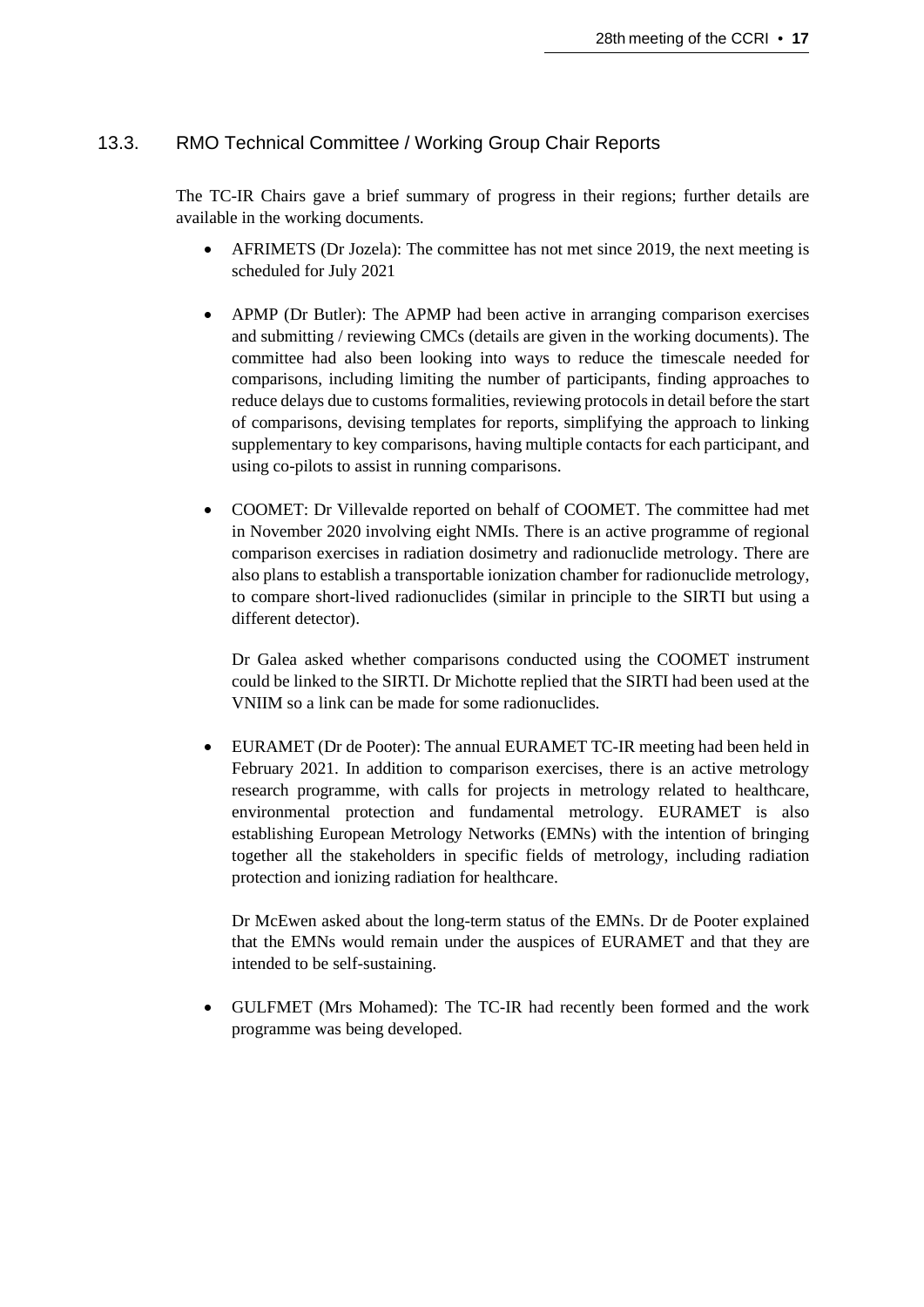## 13.3. RMO Technical Committee / Working Group Chair Reports

The TC-IR Chairs gave a brief summary of progress in their regions; further details are available in the working documents.

- AFRIMETS (Dr Jozela): The committee has not met since 2019, the next meeting is scheduled for July 2021
- APMP (Dr Butler): The APMP had been active in arranging comparison exercises and submitting / reviewing CMCs (details are given in the working documents). The committee had also been looking into ways to reduce the timescale needed for comparisons, including limiting the number of participants, finding approaches to reduce delays due to customs formalities, reviewing protocols in detail before the start of comparisons, devising templates for reports, simplifying the approach to linking supplementary to key comparisons, having multiple contacts for each participant, and using co-pilots to assist in running comparisons.
- COOMET: Dr Villevalde reported on behalf of COOMET. The committee had met in November 2020 involving eight NMIs. There is an active programme of regional comparison exercises in radiation dosimetry and radionuclide metrology. There are also plans to establish a transportable ionization chamber for radionuclide metrology, to compare short-lived radionuclides (similar in principle to the SIRTI but using a different detector).

  Dr Galea asked whether comparisons conducted using the COOMET instrument could be linked to the SIRTI. Dr Michotte replied that the SIRTI had been used at the VNIIM so a link can be made for some radionuclides.

- EURAMET (Dr de Pooter): The annual EURAMET TC-IR meeting had been held in February 2021. In addition to comparison exercises, there is an active metrology research programme, with calls for projects in metrology related to healthcare, environmental protection and fundamental metrology. EURAMET is also establishing European Metrology Networks (EMNs) with the intention of bringing together all the stakeholders in specific fields of metrology, including radiation protection and ionizing radiation for healthcare.

  Dr McEwen asked about the long-term status of the EMNs. Dr de Pooter explained that the EMNs would remain under the auspices of EURAMET and that they are intended to be self-sustaining.

- GULFMET (Mrs Mohamed): The TC-IR had recently been formed and the work programme was being developed.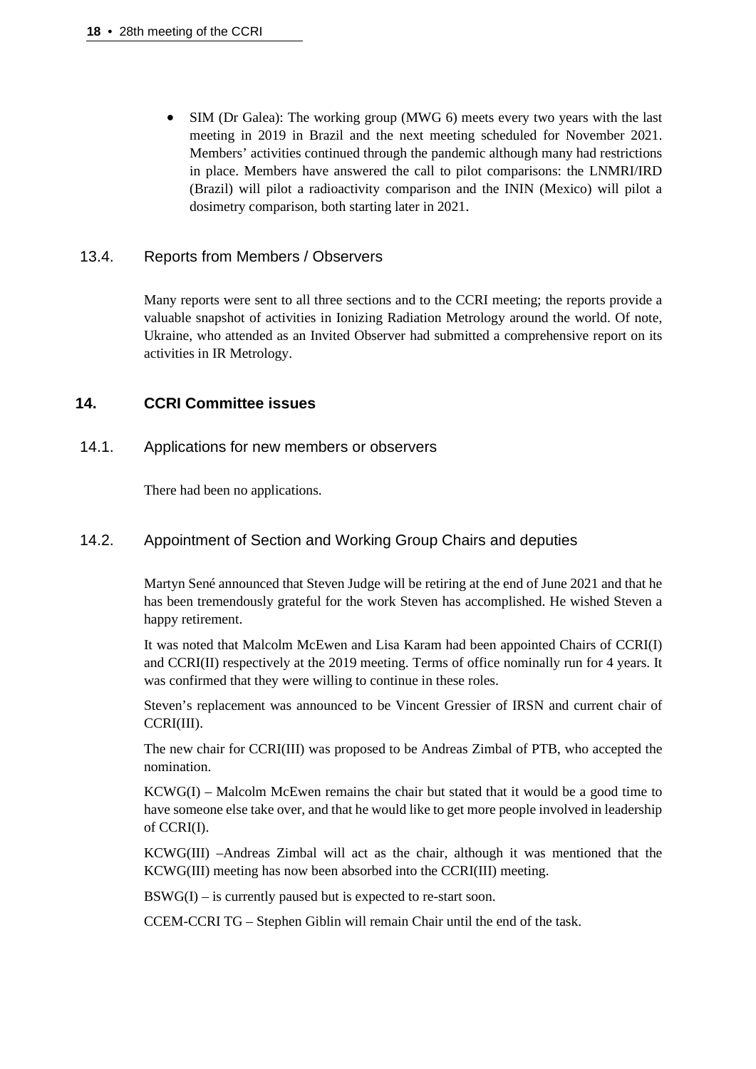- SIM (Dr Galea): The working group (MWG 6) meets every two years with the last meeting in 2019 in Brazil and the next meeting scheduled for November 2021. Members' activities continued through the pandemic although many had restrictions in place. Members have answered the call to pilot comparisons: the LNMRI/IRD (Brazil) will pilot a radioactivity comparison and the ININ (Mexico) will pilot a dosimetry comparison, both starting later in 2021.

### 13.4. Reports from Members / Observers

Many reports were sent to all three sections and to the CCRI meeting; the reports provide a valuable snapshot of activities in Ionizing Radiation Metrology around the world. Of note, Ukraine, who attended as an Invited Observer had submitted a comprehensive report on its activities in IR Metrology.

## 14. CCRI Committee issues

### 14.1. Applications for new members or observers

There had been no applications.

### 14.2. Appointment of Section and Working Group Chairs and deputies

Martyn Sené announced that Steven Judge will be retiring at the end of June 2021 and that he has been tremendously grateful for the work Steven has accomplished. He wished Steven a happy retirement.

It was noted that Malcolm McEwen and Lisa Karam had been appointed Chairs of CCRI(I) and CCRI(II) respectively at the 2019 meeting. Terms of office nominally run for 4 years. It was confirmed that they were willing to continue in these roles.

Steven's replacement was announced to be Vincent Gressier of IRSN and current chair of CCRI(III).

The new chair for CCRI(III) was proposed to be Andreas Zimbal of PTB, who accepted the nomination.

KCWG(I) – Malcolm McEwen remains the chair but stated that it would be a good time to have someone else take over, and that he would like to get more people involved in leadership of CCRI(I).

KCWG(III) –Andreas Zimbal will act as the chair, although it was mentioned that the KCWG(III) meeting has now been absorbed into the CCRI(III) meeting.

BSWG(I) – is currently paused but is expected to re-start soon.

CCEM-CCRI TG – Stephen Giblin will remain Chair until the end of the task.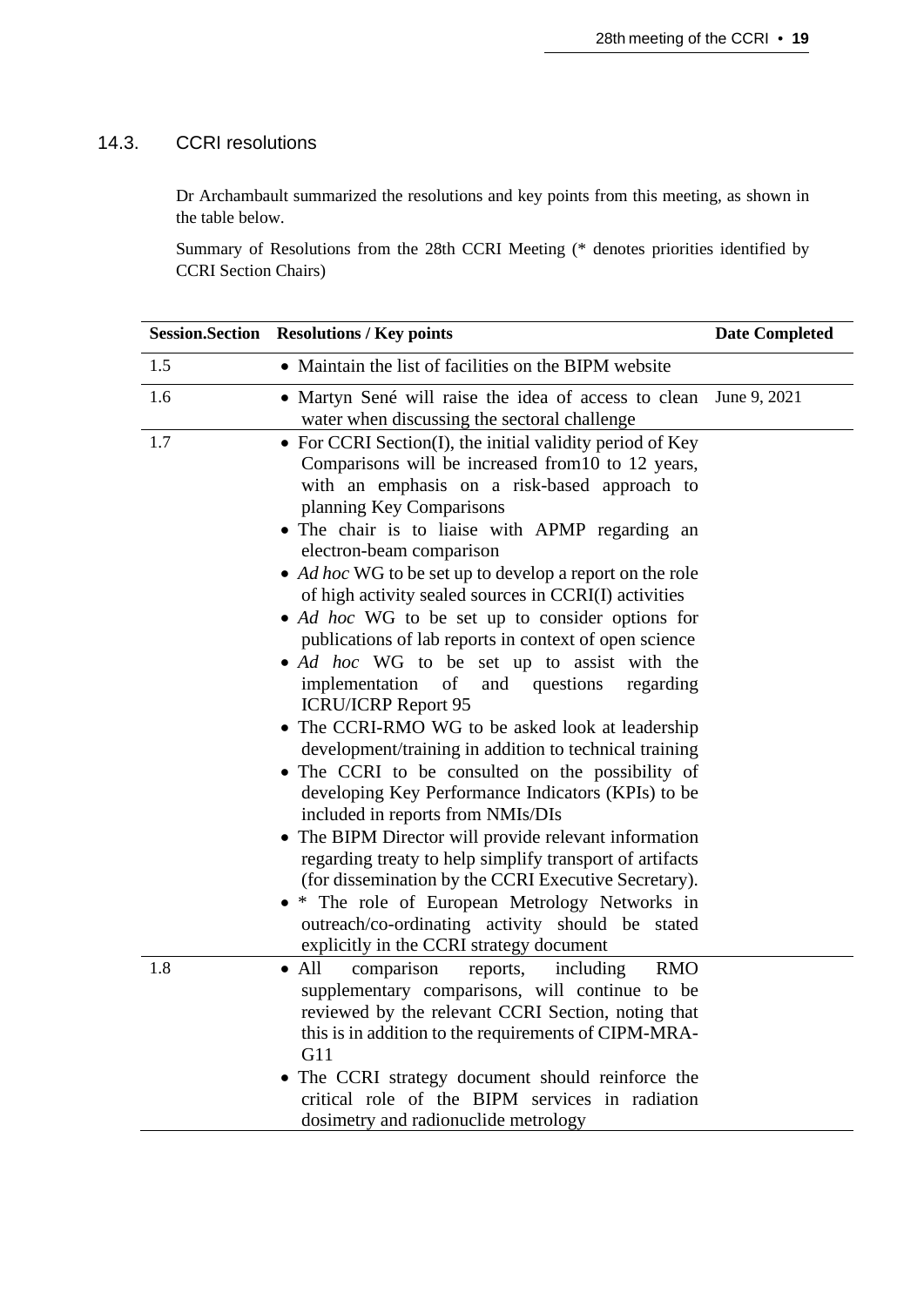## 14.3. CCRI resolutions

Dr Archambault summarized the resolutions and key points from this meeting, as shown in the table below.

Summary of Resolutions from the 28th CCRI Meeting (* denotes priorities identified by CCRI Section Chairs)

| Session.Section | Resolutions / Key points | Date Completed |
|---|---|---|
| 1.5 | • Maintain the list of facilities on the BIPM website | |
| 1.6 | • Martyn Sené will raise the idea of access to clean water when discussing the sectoral challenge | June 9, 2021 |
| 1.7 | • For CCRI Section(I), the initial validity period of Key Comparisons will be increased from10 to 12 years, with an emphasis on a risk-based approach to planning Key Comparisons<br>• The chair is to liaise with APMP regarding an electron-beam comparison<br>• *Ad hoc* WG to be set up to develop a report on the role of high activity sealed sources in CCRI(I) activities<br>• *Ad hoc* WG to be set up to consider options for publications of lab reports in context of open science<br>• *Ad hoc* WG to be set up to assist with the implementation of and questions regarding ICRU/ICRP Report 95<br>• The CCRI-RMO WG to be asked look at leadership development/training in addition to technical training<br>• The CCRI to be consulted on the possibility of developing Key Performance Indicators (KPIs) to be included in reports from NMIs/DIs<br>• The BIPM Director will provide relevant information regarding treaty to help simplify transport of artifacts (for dissemination by the CCRI Executive Secretary).<br>• * The role of European Metrology Networks in outreach/co-ordinating activity should be stated explicitly in the CCRI strategy document | |
| 1.8 | • All comparison reports, including RMO supplementary comparisons, will continue to be reviewed by the relevant CCRI Section, noting that this is in addition to the requirements of CIPM-MRA-G11<br>• The CCRI strategy document should reinforce the critical role of the BIPM services in radiation dosimetry and radionuclide metrology | |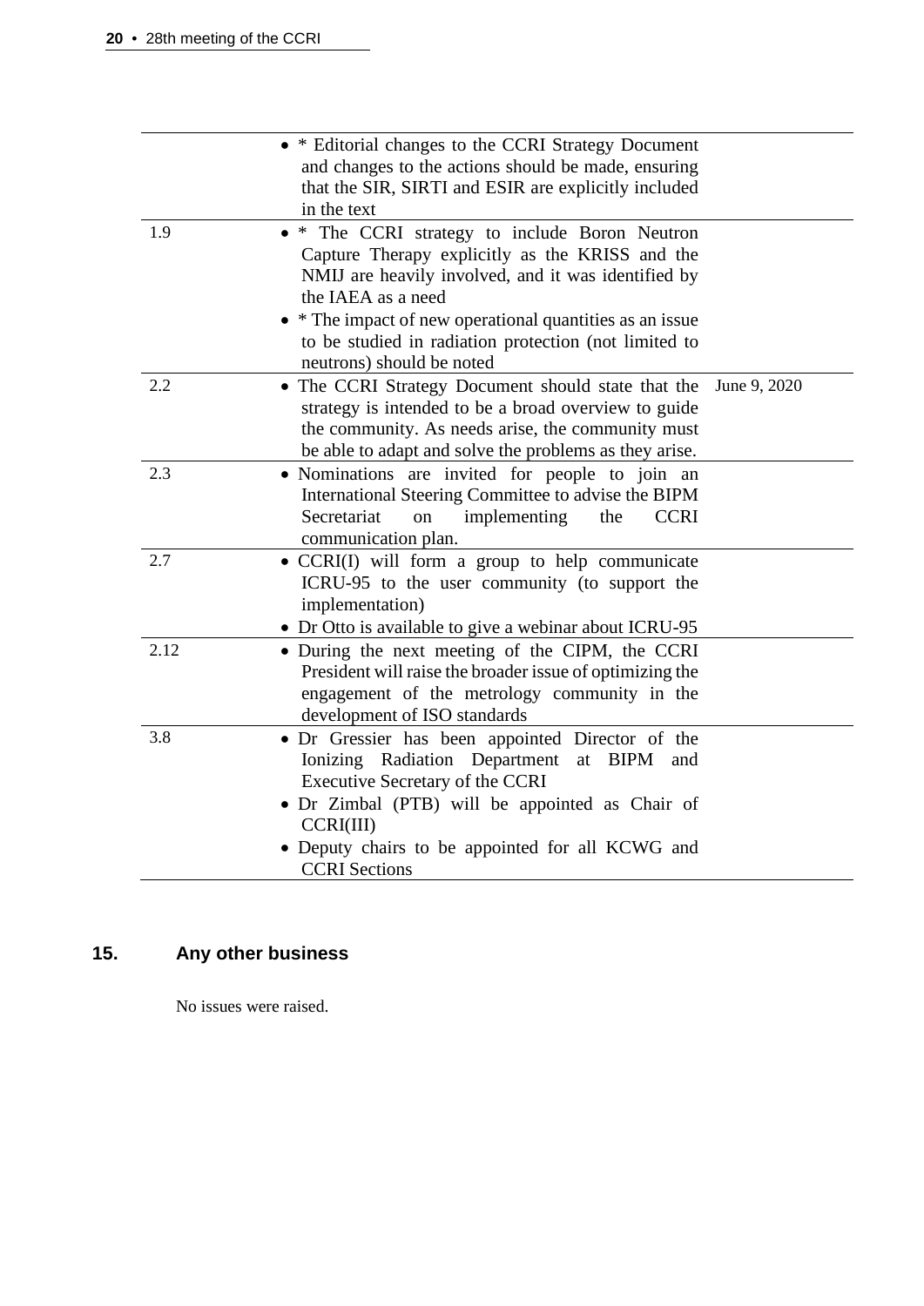| | | |
|---|---|---|
| | • * Editorial changes to the CCRI Strategy Document and changes to the actions should be made, ensuring that the SIR, SIRTI and ESIR are explicitly included in the text | |
| 1.9 | • * The CCRI strategy to include Boron Neutron Capture Therapy explicitly as the KRISS and the NMIJ are heavily involved, and it was identified by the IAEA as a need<br>• * The impact of new operational quantities as an issue to be studied in radiation protection (not limited to neutrons) should be noted | |
| 2.2 | • The CCRI Strategy Document should state that the strategy is intended to be a broad overview to guide the community. As needs arise, the community must be able to adapt and solve the problems as they arise. | June 9, 2020 |
| 2.3 | • Nominations are invited for people to join an International Steering Committee to advise the BIPM Secretariat on implementing the CCRI communication plan. | |
| 2.7 | • CCRI(I) will form a group to help communicate ICRU-95 to the user community (to support the implementation)<br>• Dr Otto is available to give a webinar about ICRU-95 | |
| 2.12 | • During the next meeting of the CIPM, the CCRI President will raise the broader issue of optimizing the engagement of the metrology community in the development of ISO standards | |
| 3.8 | • Dr Gressier has been appointed Director of the Ionizing Radiation Department at BIPM and Executive Secretary of the CCRI<br>• Dr Zimbal (PTB) will be appointed as Chair of CCRI(III)<br>• Deputy chairs to be appointed for all KCWG and CCRI Sections | |

## 15. Any other business

No issues were raised.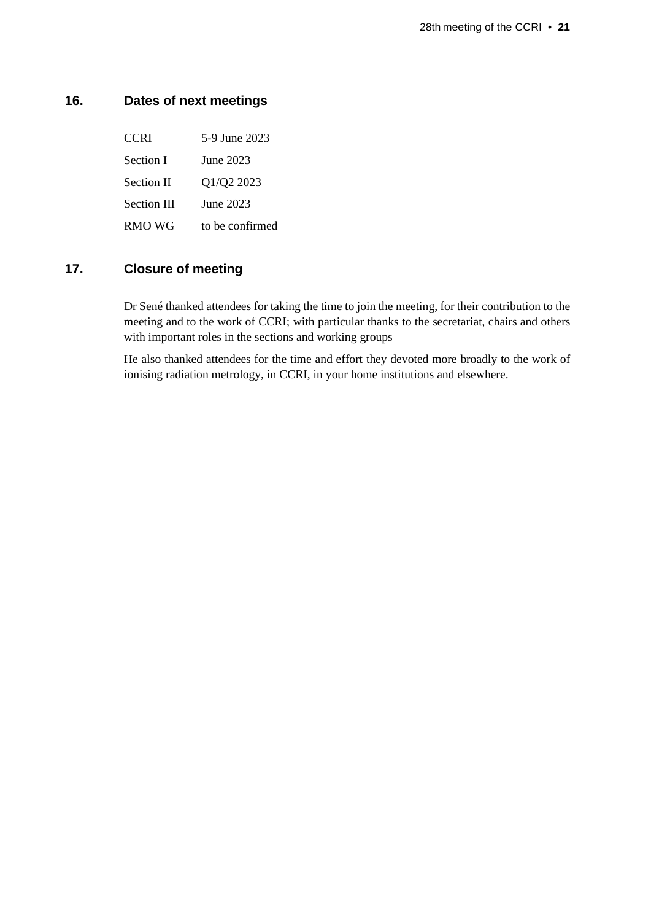## 16. Dates of next meetings

| | |
|---|---|
| CCRI | 5-9 June 2023 |
| Section I | June 2023 |
| Section II | Q1/Q2 2023 |
| Section III | June 2023 |
| RMO WG | to be confirmed |

## 17. Closure of meeting

Dr Sené thanked attendees for taking the time to join the meeting, for their contribution to the meeting and to the work of CCRI; with particular thanks to the secretariat, chairs and others with important roles in the sections and working groups

He also thanked attendees for the time and effort they devoted more broadly to the work of ionising radiation metrology, in CCRI, in your home institutions and elsewhere.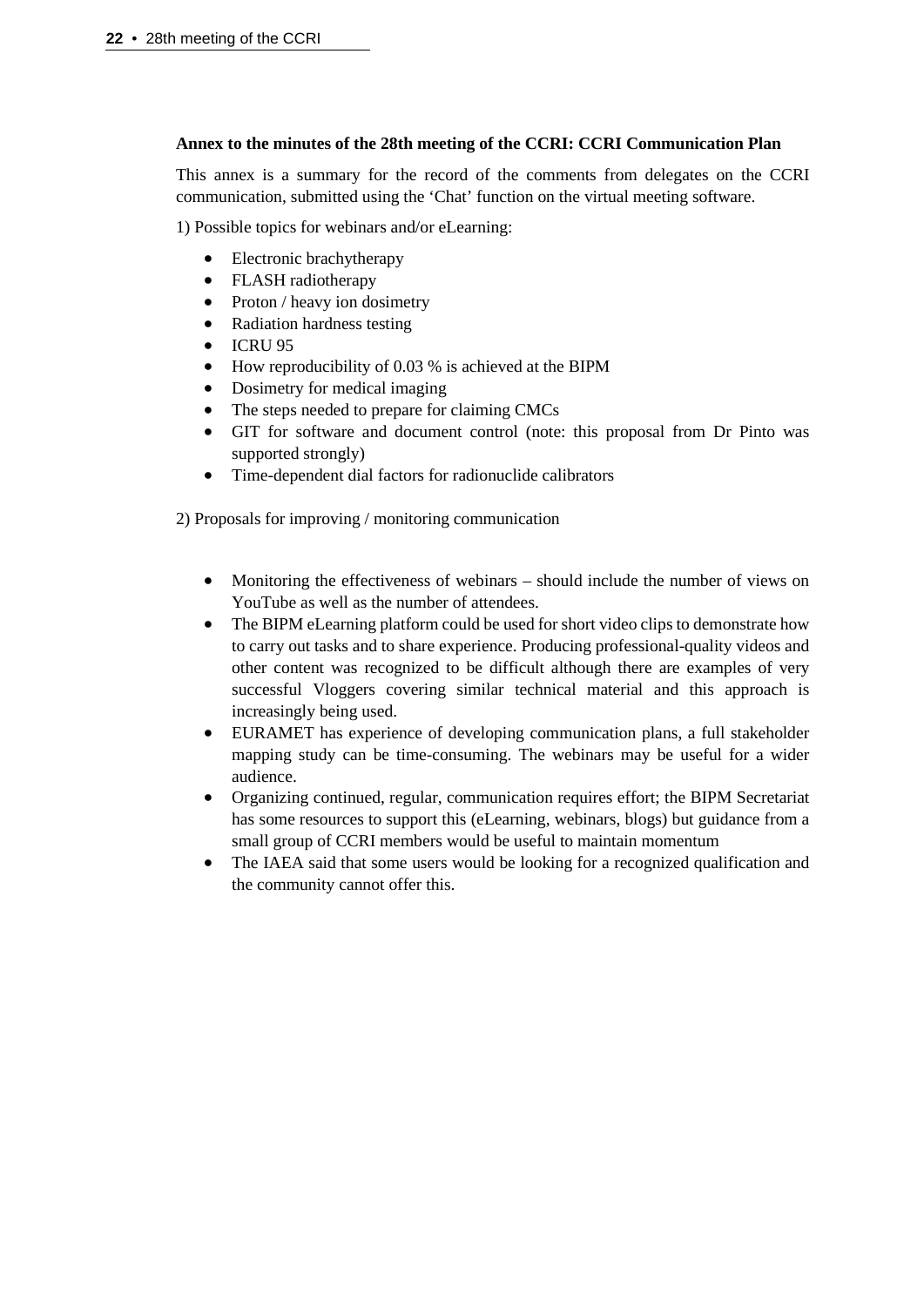**Annex to the minutes of the 28th meeting of the CCRI: CCRI Communication Plan**

This annex is a summary for the record of the comments from delegates on the CCRI communication, submitted using the 'Chat' function on the virtual meeting software.

1) Possible topics for webinars and/or eLearning:

- Electronic brachytherapy
- FLASH radiotherapy
- Proton / heavy ion dosimetry
- Radiation hardness testing
- ICRU 95
- How reproducibility of 0.03 % is achieved at the BIPM
- Dosimetry for medical imaging
- The steps needed to prepare for claiming CMCs
- GIT for software and document control (note: this proposal from Dr Pinto was supported strongly)
- Time-dependent dial factors for radionuclide calibrators

2) Proposals for improving / monitoring communication

- Monitoring the effectiveness of webinars – should include the number of views on YouTube as well as the number of attendees.
- The BIPM eLearning platform could be used for short video clips to demonstrate how to carry out tasks and to share experience. Producing professional-quality videos and other content was recognized to be difficult although there are examples of very successful Vloggers covering similar technical material and this approach is increasingly being used.
- EURAMET has experience of developing communication plans, a full stakeholder mapping study can be time-consuming. The webinars may be useful for a wider audience.
- Organizing continued, regular, communication requires effort; the BIPM Secretariat has some resources to support this (eLearning, webinars, blogs) but guidance from a small group of CCRI members would be useful to maintain momentum
- The IAEA said that some users would be looking for a recognized qualification and the community cannot offer this.